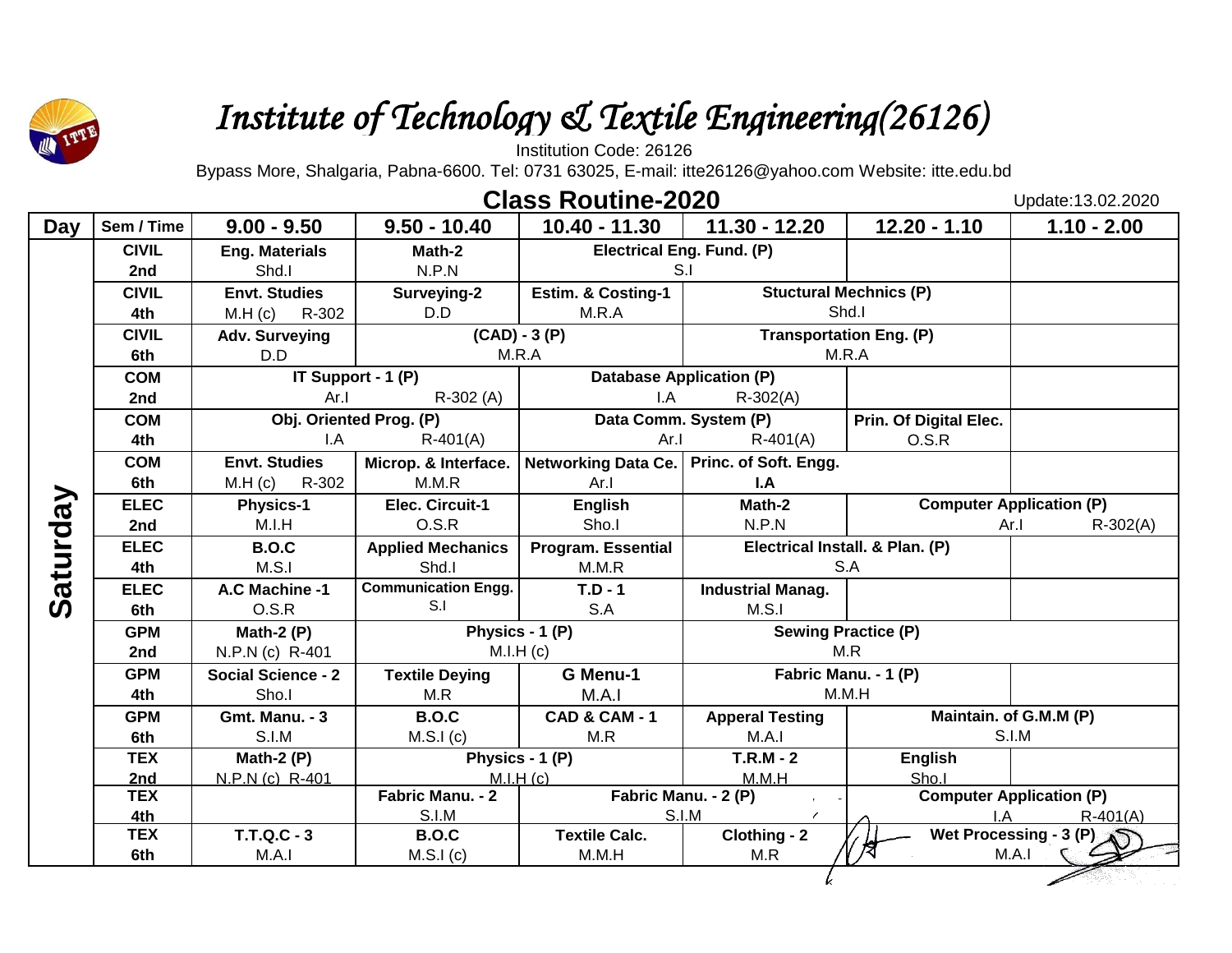# *Institute of Technology & Textile Engineering(26126)*

Institution Code: 26126

Bypass More, Shalgaria, Pabna-6600. Tel: 0731 63025, E-mail: itte26126@yahoo.com Website: itte.edu.bd

## Class Routine-2020

Update:13.02.2020

| Day | Sem / Time | 9.00 - 9.50 | 9.50 - 10.40 | 10.40 - 11.30 | 11.30 - 12.20 | 12.20 - 1.10 | 1.10 - 2.00 |
|---|---|---|---|---|---|---|---|
| Saturday | CIVIL 2nd | **Eng. Materials** Shd.I | **Math-2** N.P.N | **Electrical Eng. Fund. (P)** S.I | | | |
| | CIVIL 4th | **Envt. Studies** M.H (c) R-302 | **Surveying-2** D.D | **Estim. & Costing-1** M.R.A | **Stuctural Mechnics (P)** Shd.I | | |
| | CIVIL 6th | **Adv. Surveying** D.D | **(CAD) - 3 (P)** M.R.A | | **Transportation Eng. (P)** M.R.A | | |
| | COM 2nd | **IT Support - 1 (P)** Ar.I R-302 (A) | | **Database Application (P)** I.A R-302(A) | | | |
| | COM 4th | **Obj. Oriented Prog. (P)** I.A R-401(A) | | **Data Comm. System (P)** Ar.I R-401(A) | | **Prin. Of Digital Elec.** O.S.R | |
| | COM 6th | **Envt. Studies** M.H (c) R-302 | **Microp. & Interface.** M.M.R | **Networking Data Ce.** Ar.I | **Princ. of Soft. Engg.** **I.A** | | |
| | ELEC 2nd | **Physics-1** M.I.H | **Elec. Circuit-1** O.S.R | **English** Sho.I | **Math-2** N.P.N | **Computer Application (P)** Ar.I R-302(A) | |
| | ELEC 4th | **B.O.C** M.S.I | **Applied Mechanics** Shd.I | **Program. Essential** M.M.R | **Electrical Install. & Plan. (P)** S.A | | |
| | ELEC 6th | **A.C Machine -1** O.S.R | **Communication Engg.** S.I | **T.D - 1** S.A | **Industrial Manag.** M.S.I | | |
| | GPM 2nd | **Math-2 (P)** N.P.N (c) R-401 | **Physics - 1 (P)** M.I.H (c) | | **Sewing Practice (P)** M.R | | |
| | GPM 4th | **Social Science - 2** Sho.I | **Textile Deying** M.R | **G Menu-1** M.A.I | **Fabric Manu. - 1 (P)** M.M.H | | |
| | GPM 6th | **Gmt. Manu. - 3** S.I.M | **B.O.C** M.S.I (c) | **CAD & CAM - 1** M.R | **Apperal Testing** M.A.I | **Maintain. of G.M.M (P)** S.I.M | |
| | TEX 2nd | **Math-2 (P)** N.P.N (c) R-401 | **Physics - 1 (P)** M.I.H (c) | | **T.R.M - 2** M.M.H | **English** Sho.I | |
| | TEX 4th | | **Fabric Manu. - 2** S.I.M | **Fabric Manu. - 2 (P)** S.I.M | | **Computer Application (P)** I.A R-401(A) | |
| | TEX 6th | **T.T.Q.C - 3** M.A.I | **B.O.C** M.S.I (c) | **Textile Calc.** M.M.H | **Clothing - 2** M.R | **Wet Processing - 3 (P)** M.A.I | |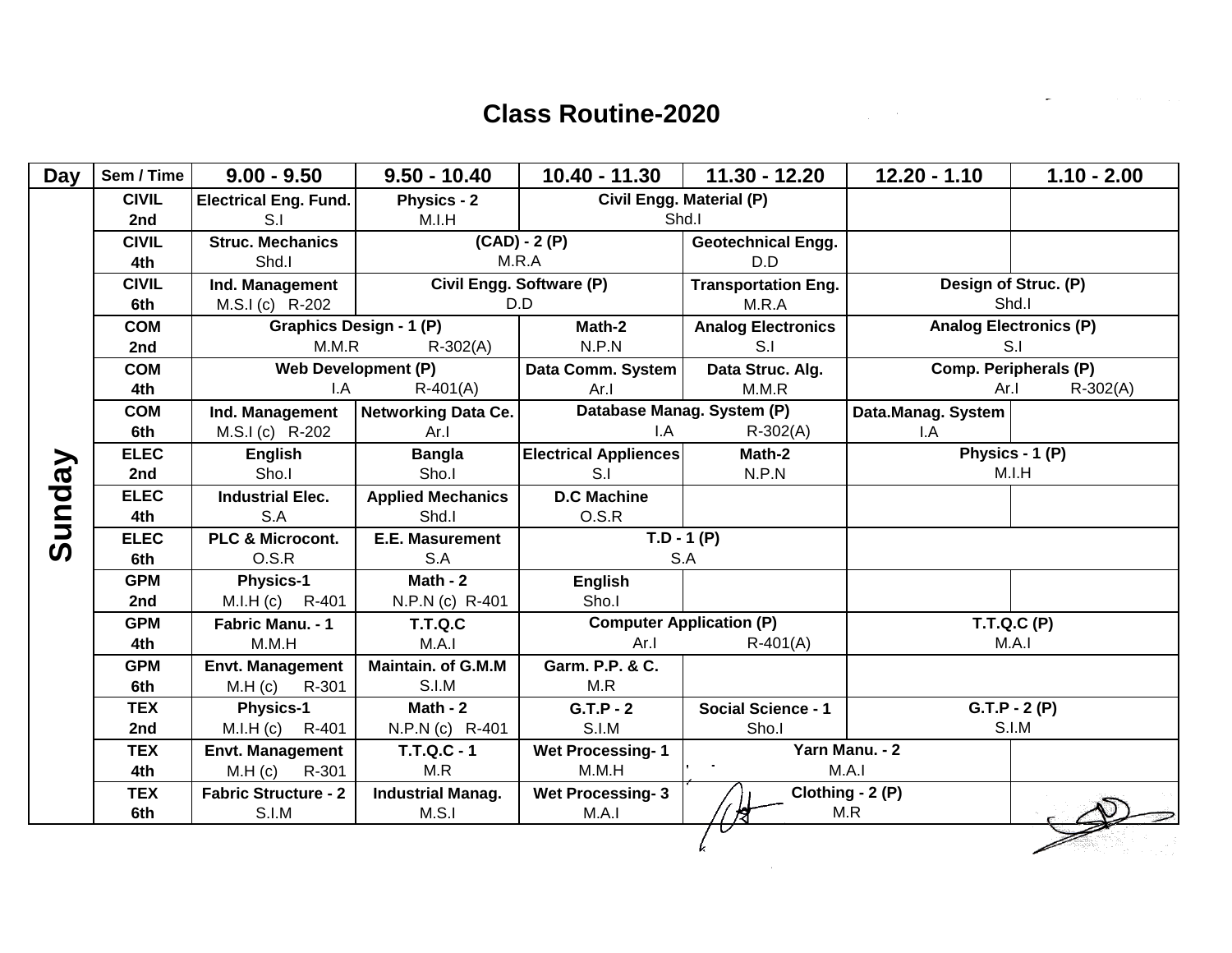# Class Routine-2020

| Day | Sem / Time | 9.00 - 9.50 | 9.50 - 10.40 | 10.40 - 11.30 | 11.30 - 12.20 | 12.20 - 1.10 | 1.10 - 2.00 |
|---|---|---|---|---|---|---|---|
| Sunday | CIVIL 2nd | Electrical Eng. Fund. S.I | Physics - 2 M.I.H | Civil Engg. Material (P) Shd.I | | | |
| | CIVIL 4th | Struc. Mechanics Shd.I | (CAD) - 2 (P) M.R.A | | Geotechnical Engg. D.D | | |
| | CIVIL 6th | Ind. Management M.S.I (c) R-202 | Civil Engg. Software (P) D.D | | Transportation Eng. M.R.A | Design of Struc. (P) Shd.I | |
| | COM 2nd | Graphics Design - 1 (P) M.M.R R-302(A) | | Math-2 N.P.N | Analog Electronics S.I | Analog Electronics (P) S.I | |
| | COM 4th | Web Development (P) I.A R-401(A) | | Data Comm. System Ar.I | Data Struc. Alg. M.M.R | Comp. Peripherals (P) Ar.I R-302(A) | |
| | COM 6th | Ind. Management M.S.I (c) R-202 | Networking Data Ce. Ar.I | Database Manag. System (P) I.A R-302(A) | | Data.Manag. System I.A | |
| | ELEC 2nd | English Sho.I | Bangla Sho.I | Electrical Appliences S.I | Math-2 N.P.N | Physics - 1 (P) M.I.H | |
| | ELEC 4th | Industrial Elec. S.A | Applied Mechanics Shd.I | D.C Machine O.S.R | | | |
| | ELEC 6th | PLC & Microcont. O.S.R | E.E. Masurement S.A | T.D - 1 (P) S.A | | | |
| | GPM 2nd | Physics-1 M.I.H (c) R-401 | Math - 2 N.P.N (c) R-401 | English Sho.I | | | |
| | GPM 4th | Fabric Manu. - 1 M.M.H | T.T.Q.C M.A.I | Computer Application (P) Ar.I R-401(A) | | T.T.Q.C (P) M.A.I | |
| | GPM 6th | Envt. Management M.H (c) R-301 | Maintain. of G.M.M S.I.M | Garm. P.P. & C. M.R | | | |
| | TEX 2nd | Physics-1 M.I.H (c) R-401 | Math - 2 N.P.N (c) R-401 | G.T.P - 2 S.I.M | Social Science - 1 Sho.I | G.T.P - 2 (P) S.I.M | |
| | TEX 4th | Envt. Management M.H (c) R-301 | T.T.Q.C - 1 M.R | Wet Processing- 1 M.M.H | Yarn Manu. - 2 M.A.I | | |
| | TEX 6th | Fabric Structure - 2 S.I.M | Industrial Manag. M.S.I | Wet Processing- 3 M.A.I | Clothing - 2 (P) M.R | | |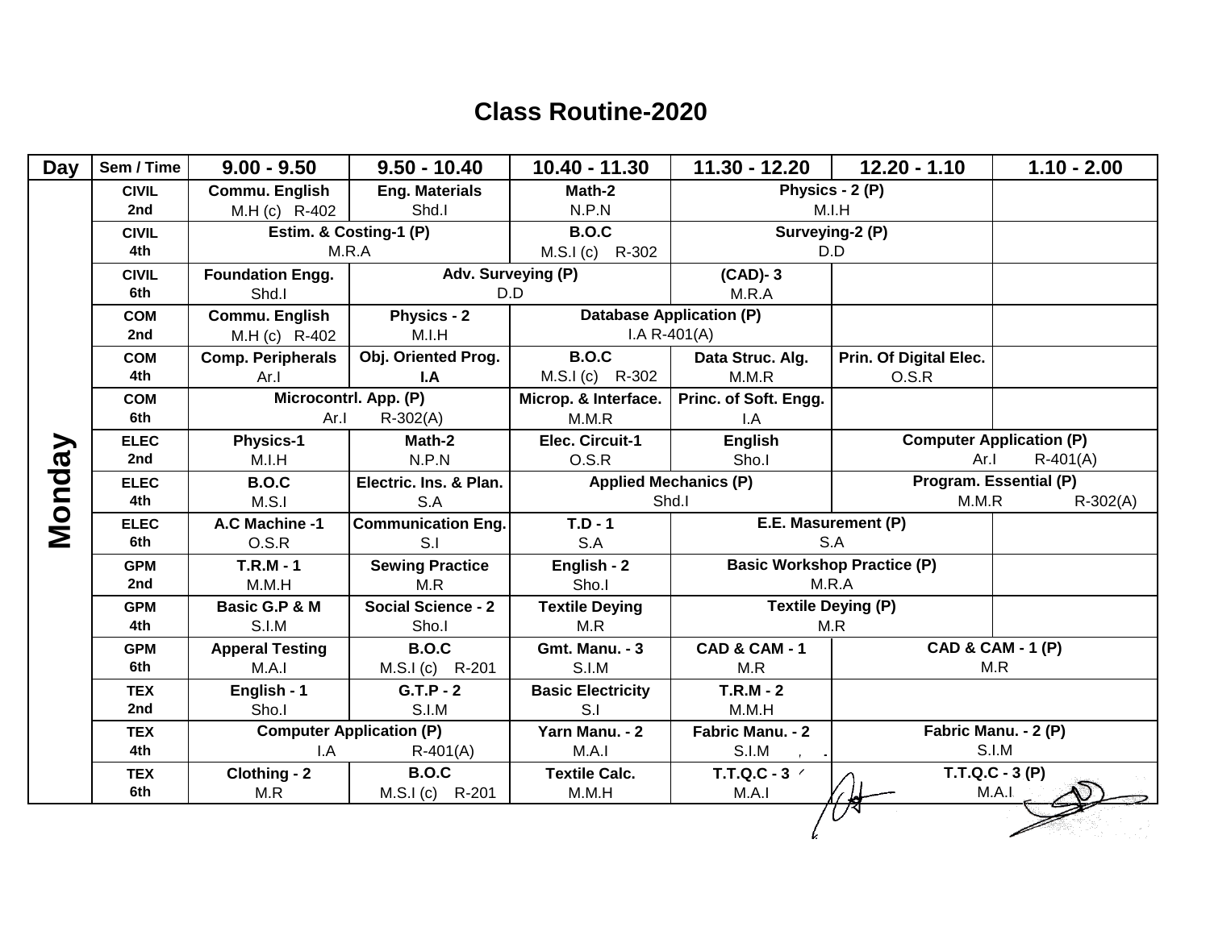# Class Routine-2020

| Day | Sem / Time | 9.00 - 9.50 | 9.50 - 10.40 | 10.40 - 11.30 | 11.30 - 12.20 | 12.20 - 1.10 | 1.10 - 2.00 |
|---|---|---|---|---|---|---|---|
| Monday | CIVIL 2nd | Commu. English M.H (c) R-402 | Eng. Materials Shd.I | Math-2 N.P.N | Physics - 2 (P) M.I.H | | |
| | CIVIL 4th | Estim. & Costing-1 (P) M.R.A | | B.O.C M.S.I (c) R-302 | Surveying-2 (P) D.D | | |
| | CIVIL 6th | Foundation Engg. Shd.I | Adv. Surveying (P) D.D | | (CAD)- 3 M.R.A | | |
| | COM 2nd | Commu. English M.H (c) R-402 | Physics - 2 M.I.H | Database Application (P) I.A R-401(A) | | | |
| | COM 4th | Comp. Peripherals Ar.I | Obj. Oriented Prog. I.A | B.O.C M.S.I (c) R-302 | Data Struc. Alg. M.M.R | Prin. Of Digital Elec. O.S.R | |
| | COM 6th | Microcontrl. App. (P) Ar.I R-302(A) | | Microp. & Interface. M.M.R | Princ. of Soft. Engg. I.A | | |
| | ELEC 2nd | Physics-1 M.I.H | Math-2 N.P.N | Elec. Circuit-1 O.S.R | English Sho.I | Computer Application (P) Ar.I R-401(A) | |
| | ELEC 4th | B.O.C M.S.I | Electric. Ins. & Plan. S.A | Applied Mechanics (P) Shd.I | | Program. Essential (P) M.M.R R-302(A) | |
| | ELEC 6th | A.C Machine -1 O.S.R | Communication Eng. S.I | T.D - 1 S.A | E.E. Masurement (P) S.A | | |
| | GPM 2nd | T.R.M - 1 M.M.H | Sewing Practice M.R | English - 2 Sho.I | Basic Workshop Practice (P) M.R.A | | |
| | GPM 4th | Basic G.P & M S.I.M | Social Science - 2 Sho.I | Textile Deying M.R | Textile Deying (P) M.R | | |
| | GPM 6th | Apperal Testing M.A.I | B.O.C M.S.I (c) R-201 | Gmt. Manu. - 3 S.I.M | CAD & CAM - 1 M.R | CAD & CAM - 1 (P) M.R | |
| | TEX 2nd | English - 1 Sho.I | G.T.P - 2 S.I.M | Basic Electricity S.I | T.R.M - 2 M.M.H | | |
| | TEX 4th | Computer Application (P) I.A R-401(A) | | Yarn Manu. - 2 M.A.I | Fabric Manu. - 2 S.I.M | Fabric Manu. - 2 (P) S.I.M | |
| | TEX 6th | Clothing - 2 M.R | B.O.C M.S.I (c) R-201 | Textile Calc. M.M.H | T.T.Q.C - 3 M.A.I | T.T.Q.C - 3 (P) M.A.I | |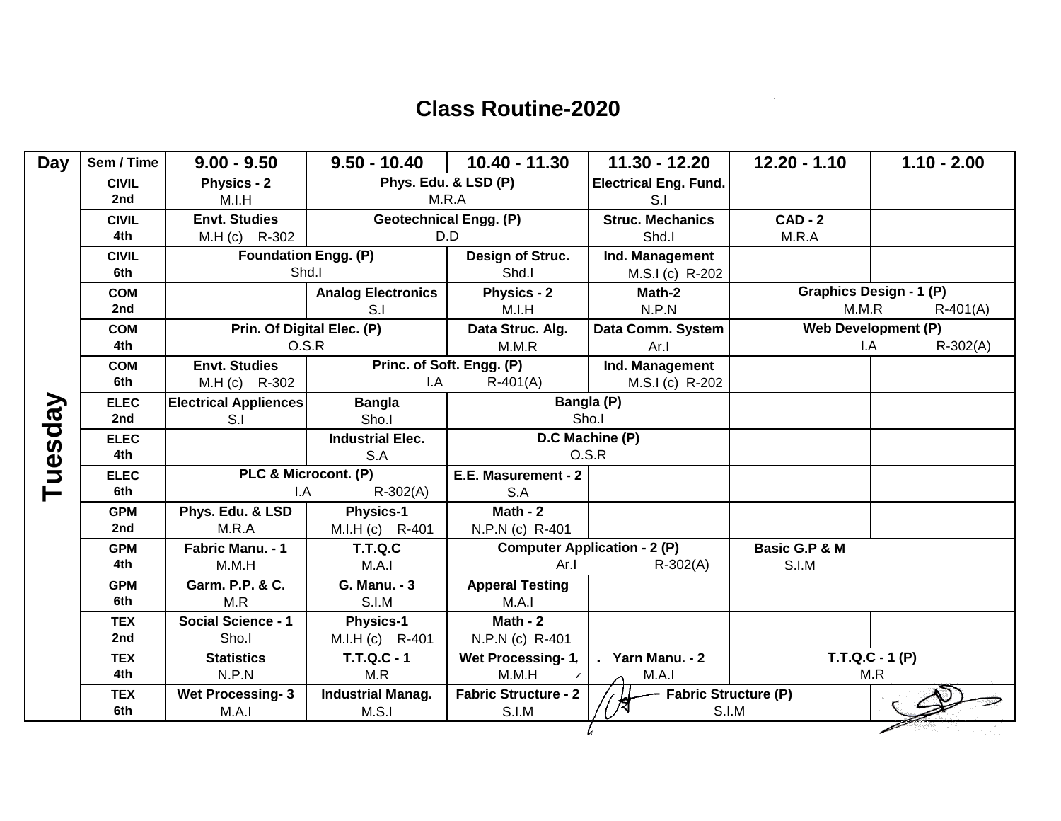# Class Routine-2020

| Day | Sem / Time | 9.00 - 9.50 | 9.50 - 10.40 | 10.40 - 11.30 | 11.30 - 12.20 | 12.20 - 1.10 | 1.10 - 2.00 |
|---|---|---|---|---|---|---|---|
| Tuesday | CIVIL 2nd | Physics - 2 M.I.H | Phys. Edu. & LSD (P) M.R.A | | Electrical Eng. Fund. S.I | | |
| | CIVIL 4th | Envt. Studies M.H (c) R-302 | Geotechnical Engg. (P) D.D | | Struc. Mechanics Shd.I | CAD - 2 M.R.A | |
| | CIVIL 6th | Foundation Engg. (P) Shd.I | | Design of Struc. Shd.I | Ind. Management M.S.I (c) R-202 | | |
| | COM 2nd | | Analog Electronics S.I | Physics - 2 M.I.H | Math-2 N.P.N | Graphics Design - 1 (P) M.M.R R-401(A) | |
| | COM 4th | Prin. Of Digital Elec. (P) O.S.R | | Data Struc. Alg. M.M.R | Data Comm. System Ar.I | Web Development (P) I.A R-302(A) | |
| | COM 6th | Envt. Studies M.H (c) R-302 | Princ. of Soft. Engg. (P) I.A R-401(A) | | Ind. Management M.S.I (c) R-202 | | |
| | ELEC 2nd | Electrical Appliences S.I | Bangla Sho.I | Bangla (P) Sho.I | | | |
| | ELEC 4th | | Industrial Elec. S.A | D.C Machine (P) O.S.R | | | |
| | ELEC 6th | PLC & Microcont. (P) I.A R-302(A) | | E.E. Masurement - 2 S.A | | | |
| | GPM 2nd | Phys. Edu. & LSD M.R.A | Physics-1 M.I.H (c) R-401 | Math - 2 N.P.N (c) R-401 | | | |
| | GPM 4th | Fabric Manu. - 1 M.M.H | T.T.Q.C M.A.I | Computer Application - 2 (P) Ar.I R-302(A) | | Basic G.P & M S.I.M | |
| | GPM 6th | Garm. P.P. & C. M.R | G. Manu. - 3 S.I.M | Apperal Testing M.A.I | | | |
| | TEX 2nd | Social Science - 1 Sho.I | Physics-1 M.I.H (c) R-401 | Math - 2 N.P.N (c) R-401 | | | |
| | TEX 4th | Statistics N.P.N | T.T.Q.C - 1 M.R | Wet Processing- 1 M.M.H | Yarn Manu. - 2 M.A.I | T.T.Q.C - 1 (P) M.R | |
| | TEX 6th | Wet Processing- 3 M.A.I | Industrial Manag. M.S.I | Fabric Structure - 2 S.I.M | Fabric Structure (P) S.I.M | | |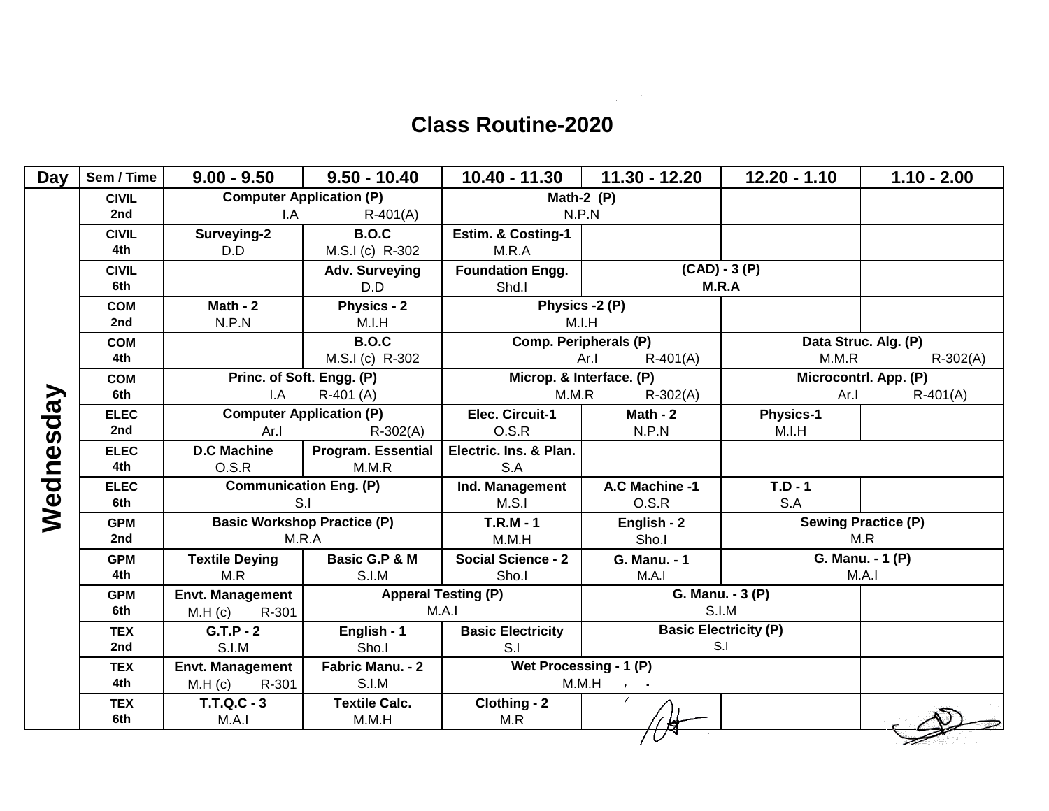# Class Routine-2020

| Day | Sem / Time | 9.00 - 9.50 | 9.50 - 10.40 | 10.40 - 11.30 | 11.30 - 12.20 | 12.20 - 1.10 | 1.10 - 2.00 |
|---|---|---|---|---|---|---|---|
| Wednesday | CIVIL 2nd | Computer Application (P) I.A R-401(A) | | Math-2 (P) N.P.N | | | |
| | CIVIL 4th | Surveying-2 D.D | B.O.C M.S.I (c) R-302 | Estim. & Costing-1 M.R.A | | | |
| | CIVIL 6th | | Adv. Surveying D.D | Foundation Engg. Shd.I | (CAD) - 3 (P) M.R.A | | |
| | COM 2nd | Math - 2 N.P.N | Physics - 2 M.I.H | Physics -2 (P) M.I.H | | | |
| | COM 4th | | B.O.C M.S.I (c) R-302 | Comp. Peripherals (P) Ar.I R-401(A) | | Data Struc. Alg. (P) M.M.R R-302(A) | |
| | COM 6th | Princ. of Soft. Engg. (P) I.A R-401 (A) | | Microp. & Interface. (P) M.M.R R-302(A) | | Microcontrl. App. (P) Ar.I R-401(A) | |
| | ELEC 2nd | Computer Application (P) Ar.I R-302(A) | | Elec. Circuit-1 O.S.R | Math - 2 N.P.N | Physics-1 M.I.H | |
| | ELEC 4th | D.C Machine O.S.R | Program. Essential M.M.R | Electric. Ins. & Plan. S.A | | | |
| | ELEC 6th | Communication Eng. (P) S.I | | Ind. Management M.S.I | A.C Machine -1 O.S.R | T.D - 1 S.A | |
| | GPM 2nd | Basic Workshop Practice (P) M.R.A | | T.R.M - 1 M.M.H | English - 2 Sho.I | Sewing Practice (P) M.R | |
| | GPM 4th | Textile Deying M.R | Basic G.P & M S.I.M | Social Science - 2 Sho.I | G. Manu. - 1 M.A.I | G. Manu. - 1 (P) M.A.I | |
| | GPM 6th | Envt. Management M.H (c) R-301 | Apperal Testing (P) M.A.I | | G. Manu. - 3 (P) S.I.M | | |
| | TEX 2nd | G.T.P - 2 S.I.M | English - 1 Sho.I | Basic Electricity S.I | Basic Electricity (P) S.I | | |
| | TEX 4th | Envt. Management M.H (c) R-301 | Fabric Manu. - 2 S.I.M | Wet Processing - 1 (P) M.M.H | | | |
| | TEX 6th | T.T.Q.C - 3 M.A.I | Textile Calc. M.M.H | Clothing - 2 M.R | | | |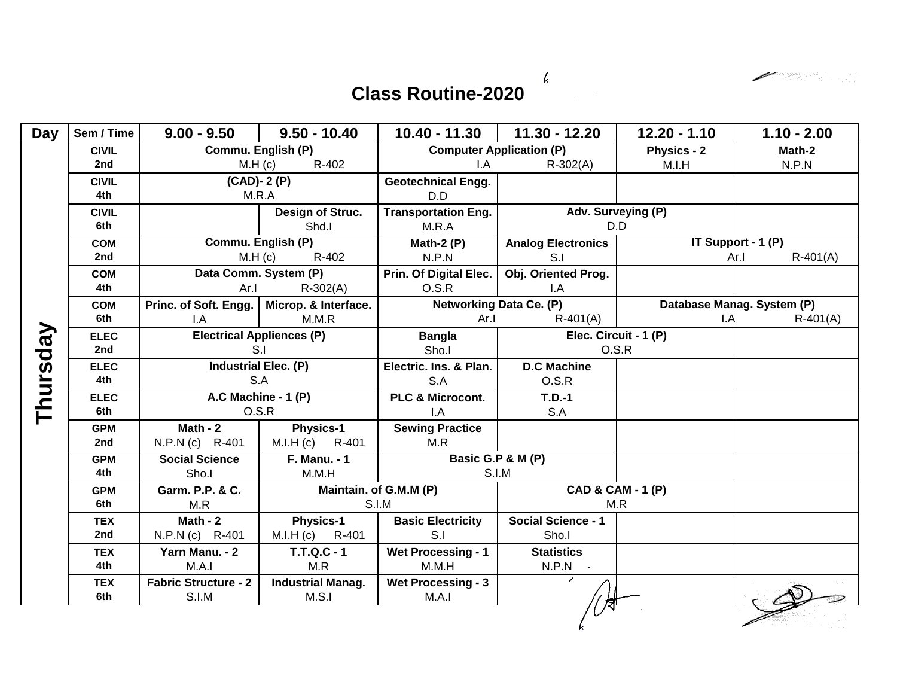# Class Routine-2020

| Day | Sem / Time | 9.00 - 9.50 | 9.50 - 10.40 | 10.40 - 11.30 | 11.30 - 12.20 | 12.20 - 1.10 | 1.10 - 2.00 |
|---|---|---|---|---|---|---|---|
| Thursday | CIVIL 2nd | Commu. English (P) M.H (c) R-402 | | Computer Application (P) I.A R-302(A) | | Physics - 2 M.I.H | Math-2 N.P.N |
| | CIVIL 4th | (CAD)- 2 (P) M.R.A | | Geotechnical Engg. D.D | | | |
| | CIVIL 6th | | Design of Struc. Shd.I | Transportation Eng. M.R.A | Adv. Surveying (P) D.D | | |
| | COM 2nd | Commu. English (P) M.H (c) R-402 | | Math-2 (P) N.P.N | Analog Electronics S.I | IT Support - 1 (P) Ar.I R-401(A) | |
| | COM 4th | Data Comm. System (P) Ar.I R-302(A) | | Prin. Of Digital Elec. O.S.R | Obj. Oriented Prog. I.A | | |
| | COM 6th | Princ. of Soft. Engg. I.A | Microp. & Interface. M.M.R | Networking Data Ce. (P) Ar.I R-401(A) | | Database Manag. System (P) I.A R-401(A) | |
| | ELEC 2nd | Electrical Appliences (P) S.I | | Bangla Sho.I | Elec. Circuit - 1 (P) O.S.R | | |
| | ELEC 4th | Industrial Elec. (P) S.A | | Electric. Ins. & Plan. S.A | D.C Machine O.S.R | | |
| | ELEC 6th | A.C Machine - 1 (P) O.S.R | | PLC & Microcont. I.A | T.D.-1 S.A | | |
| | GPM 2nd | Math - 2 N.P.N (c) R-401 | Physics-1 M.I.H (c) R-401 | Sewing Practice M.R | | | |
| | GPM 4th | Social Science Sho.I | F. Manu. - 1 M.M.H | Basic G.P & M (P) S.I.M | | | |
| | GPM 6th | Garm. P.P. & C. M.R | Maintain. of G.M.M (P) S.I.M | | CAD & CAM - 1 (P) M.R | | |
| | TEX 2nd | Math - 2 N.P.N (c) R-401 | Physics-1 M.I.H (c) R-401 | Basic Electricity S.I | Social Science - 1 Sho.I | | |
| | TEX 4th | Yarn Manu. - 2 M.A.I | T.T.Q.C - 1 M.R | Wet Processing - 1 M.M.H | Statistics N.P.N | | |
| | TEX 6th | Fabric Structure - 2 S.I.M | Industrial Manag. M.S.I | Wet Processing - 3 M.A.I | | | |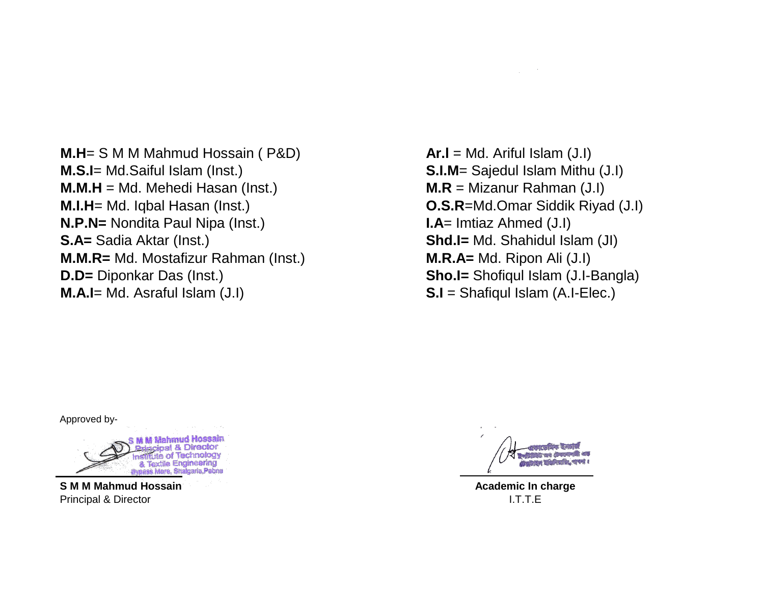**M.H**= S M M Mahmud Hossain ( P&D)
**M.S.I**= Md.Saiful Islam (Inst.)
**M.M.H** = Md. Mehedi Hasan (Inst.)
**M.I.H**= Md. Iqbal Hasan (Inst.)
**N.P.N=** Nondita Paul Nipa (Inst.)
**S.A=** Sadia Aktar (Inst.)
**M.M.R=** Md. Mostafizur Rahman (Inst.)
**D.D=** Diponkar Das (Inst.)
**M.A.I**= Md. Asraful Islam (J.I)

**Ar.I** = Md. Ariful Islam (J.I)
**S.I.M**= Sajedul Islam Mithu (J.I)
**M.R** = Mizanur Rahman (J.I)
**O.S.R**=Md.Omar Siddik Riyad (J.I)
**I.A**= Imtiaz Ahmed (J.I)
**Shd.I=** Md. Shahidul Islam (JI)
**M.R.A=** Md. Ripon Ali (J.I)
**Sho.I=** Shofiqul Islam (J.I-Bangla)
**S.I** = Shafiqul Islam (A.I-Elec.)

Approved by-

S M M Mahmud Hossain
Principal & Director
Institute of Technology
& Textile Engineering
Bypass More, Shalgaria,Pabna

**S M M Mahmud Hossain**
Principal & Director

একাডেমিক ইনচার্জ
ইনস্টিটিউট অব টেকনোলজি এন্ড
টেক্সটাইল ইঞ্জিনিয়ারিং, পাবনা।

**Academic In charge**
I.T.T.E